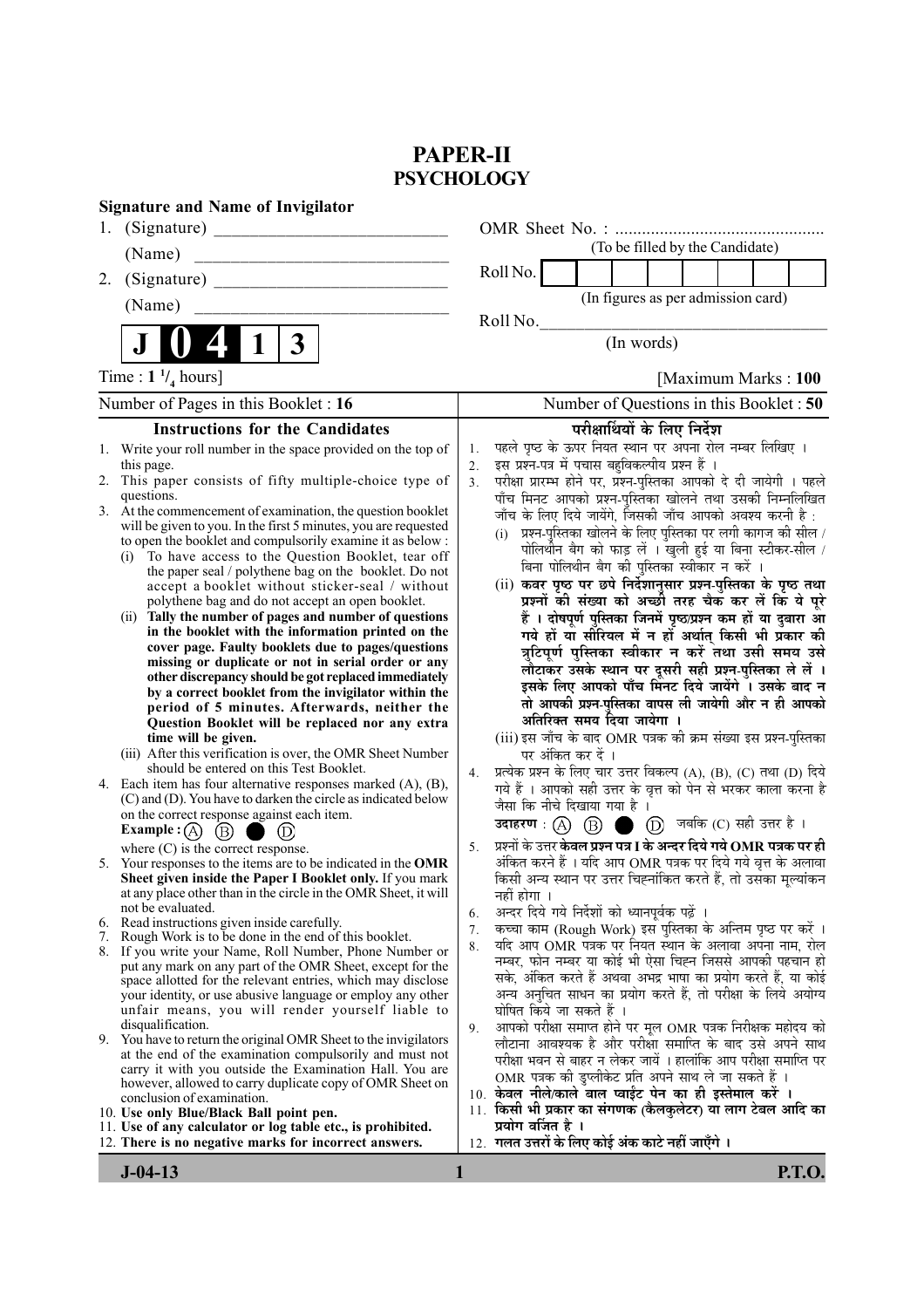# PAPER-II
## PSYCHOLOGY

**Signature and Name of Invigilator**

1. (Signature) __________________________
   (Name) __________________________
2. (Signature) __________________________
   (Name) __________________________

OMR Sheet No. : ...............................................
(To be filled by the Candidate)

Roll No. [ ]
(In figures as per admission card)

Roll No. __________________________
(In words)

**J 0 4 1 3**

Time : 1 ¼ hours] [Maximum Marks : **100**

Number of Pages in this Booklet : **16**

Number of Questions in this Booklet : **50**

### Instructions for the Candidates

1. Write your roll number in the space provided on the top of this page.
2. This paper consists of fifty multiple-choice type of questions.
3. At the commencement of examination, the question booklet will be given to you. In the first 5 minutes, you are requested to open the booklet and compulsorily examine it as below :
   (i) To have access to the Question Booklet, tear off the paper seal / polythene bag on the booklet. Do not accept a booklet without sticker-seal / without polythene bag and do not accept an open booklet.
   (ii) **Tally the number of pages and number of questions in the booklet with the information printed on the cover page. Faulty booklets due to pages/questions missing or duplicate or not in serial order or any other discrepancy should be got replaced immediately by a correct booklet from the invigilator within the period of 5 minutes. Afterwards, neither the Question Booklet will be replaced nor any extra time will be given.**
   (iii) After this verification is over, the OMR Sheet Number should be entered on this Test Booklet.
4. Each item has four alternative responses marked (A), (B), (C) and (D). You have to darken the circle as indicated below on the correct response against each item.
   **Example :** (A) (B) ● (D)
   where (C) is the correct response.
5. Your responses to the items are to be indicated in the **OMR Sheet given inside the Paper I Booklet only.** If you mark at any place other than in the circle in the OMR Sheet, it will not be evaluated.
6. Read instructions given inside carefully.
7. Rough Work is to be done in the end of this booklet.
8. If you write your Name, Roll Number, Phone Number or put any mark on any part of the OMR Sheet, except for the space allotted for the relevant entries, which may disclose your identity, or use abusive language or employ any other unfair means, you will render yourself liable to disqualification.
9. You have to return the original OMR Sheet to the invigilators at the end of the examination compulsorily and must not carry it with you outside the Examination Hall. You are however, allowed to carry duplicate copy of OMR Sheet on conclusion of examination.
10. **Use only Blue/Black Ball point pen.**
11. **Use of any calculator or log table etc., is prohibited.**
12. **There is no negative marks for incorrect answers.**

### परीक्षार्थियों के लिए निर्देश

1. पहले पृष्ठ के ऊपर नियत स्थान पर अपना रोल नम्बर लिखिए ।
2. इस प्रश्न-पत्र में पचास बहुविकल्पीय प्रश्न हैं ।
3. परीक्षा प्रारम्भ होने पर, प्रश्न-पुस्तिका आपको दे दी जायेगी । पहले पाँच मिनट आपको प्रश्न-पुस्तिका खोलने तथा उसकी निम्नलिखित जाँच के लिए दिये जायेंगे, जिसकी जाँच आपको अवश्य करनी है :
   (i) प्रश्न-पुस्तिका खोलने के लिए पुस्तिका पर लगी कागज की सील / पोलिथीन बैग को फाड़ लें । खुली हुई या बिना स्टीकर-सील / बिना पोलिथीन बैग की पुस्तिका स्वीकार न करें ।
   (ii) **कवर पृष्ठ पर छपे निर्देशानुसार प्रश्न-पुस्तिका के पृष्ठ तथा प्रश्नों की संख्या को अच्छी तरह चैक कर लें कि ये पूरे हैं । दोषपूर्ण पुस्तिका जिनमें पृष्ठ/प्रश्न कम हों या दुबारा आ गये हों या सीरियल में न हों अर्थात् किसी भी प्रकार की त्रुटिपूर्ण पुस्तिका स्वीकार न करें तथा उसी समय उसे लौटाकर उसके स्थान पर दूसरी सही प्रश्न-पुस्तिका ले लें । इसके लिए आपको पाँच मिनट दिये जायेंगे । उसके बाद न तो आपकी प्रश्न-पुस्तिका वापस ली जायेगी और न ही आपको अतिरिक्त समय दिया जायेगा ।**
   (iii) इस जाँच के बाद OMR पत्रक की क्रम संख्या इस प्रश्न-पुस्तिका पर अंकित कर दें ।
4. प्रत्येक प्रश्न के लिए चार उत्तर विकल्प (A), (B), (C) तथा (D) दिये गये हैं । आपको सही उत्तर के वृत्त को पेन से भरकर काला करना है जैसा कि नीचे दिखाया गया है ।
   **उदाहरण :** (A) (B) ● (D) जबकि (C) सही उत्तर है ।
5. प्रश्नों के उत्तर **केवल प्रश्न पत्र I के अन्दर दिये गये OMR पत्रक पर ही** अंकित करने हैं । यदि आप OMR पत्रक पर दिये गये वृत्त के अलावा किसी अन्य स्थान पर उत्तर चिह्नांकित करते हैं, तो उसका मूल्यांकन नहीं होगा ।
6. अन्दर दिये गये निर्देशों को ध्यानपूर्वक पढ़ें ।
7. कच्चा काम (Rough Work) इस पुस्तिका के अन्तिम पृष्ठ पर करें ।
8. यदि आप OMR पत्रक पर नियत स्थान के अलावा अपना नाम, रोल नम्बर, फोन नम्बर या कोई भी ऐसा चिह्न जिससे आपकी पहचान हो सके, अंकित करते हैं अथवा अभद्र भाषा का प्रयोग करते हैं, या कोई अन्य अनुचित साधन का प्रयोग करते हैं, तो परीक्षा के लिये अयोग्य घोषित किये जा सकते हैं ।
9. आपको परीक्षा समाप्त होने पर मूल OMR पत्रक निरीक्षक महोदय को लौटाना आवश्यक है और परीक्षा समाप्ति के बाद उसे अपने साथ परीक्षा भवन से बाहर न लेकर जायें । हालांकि आप परीक्षा समाप्ति पर OMR पत्रक की डुप्लीकेट प्रति अपने साथ ले जा सकते हैं ।
10. **केवल नीले/काले बाल प्वाईंट पेन का ही इस्तेमाल करें ।**
11. **किसी भी प्रकार का संगणक (कैलकुलेटर) या लाग टेबल आदि का प्रयोग वर्जित है ।**
12. **गलत उत्तरों के लिए कोई अंक काटे नहीं जाएँगे ।**

**J-04-13** **P.T.O.**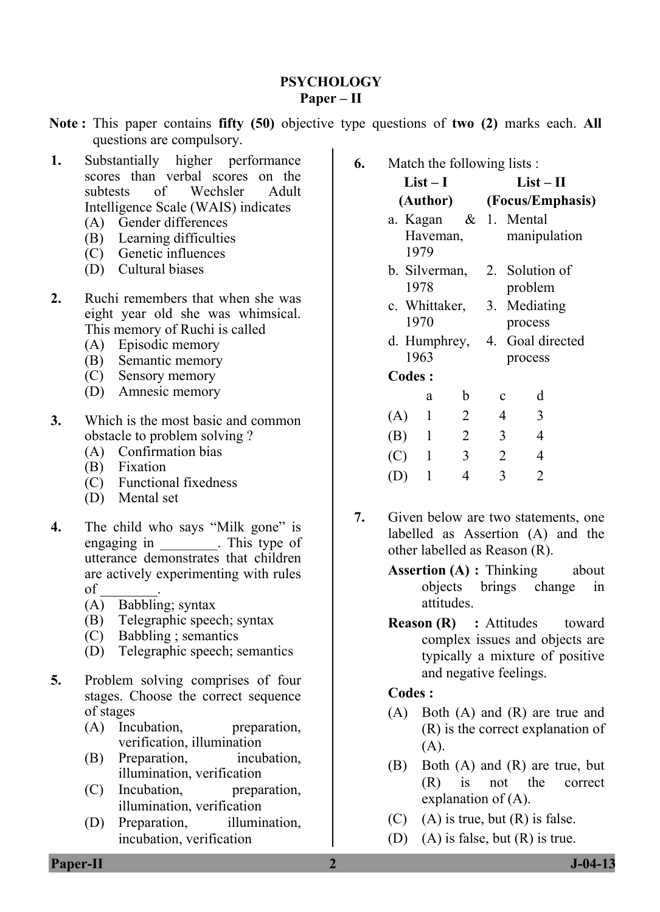# PSYCHOLOGY
## Paper – II

**Note :** This paper contains **fifty (50)** objective type questions of **two (2)** marks each. **All** questions are compulsory.

**1.** Substantially higher performance scores than verbal scores on the subtests of Wechsler Adult Intelligence Scale (WAIS) indicates

(A) Gender differences
(B) Learning difficulties
(C) Genetic influences
(D) Cultural biases

**2.** Ruchi remembers that when she was eight year old she was whimsical. This memory of Ruchi is called

(A) Episodic memory
(B) Semantic memory
(C) Sensory memory
(D) Amnesic memory

**3.** Which is the most basic and common obstacle to problem solving ?

(A) Confirmation bias
(B) Fixation
(C) Functional fixedness
(D) Mental set

**4.** The child who says "Milk gone" is engaging in ________. This type of utterance demonstrates that children are actively experimenting with rules of ________.

(A) Babbling; syntax
(B) Telegraphic speech; syntax
(C) Babbling ; semantics
(D) Telegraphic speech; semantics

**5.** Problem solving comprises of four stages. Choose the correct sequence of stages

(A) Incubation, preparation, verification, illumination
(B) Preparation, incubation, illumination, verification
(C) Incubation, preparation, illumination, verification
(D) Preparation, illumination, incubation, verification

**6.** Match the following lists :

| List – I (Author) | List – II (Focus/Emphasis) |
|---|---|
| a. Kagan & Haveman, 1979 | 1. Mental manipulation |
| b. Silverman, 1978 | 2. Solution of problem |
| c. Whittaker, 1970 | 3. Mediating process |
| d. Humphrey, 1963 | 4. Goal directed process |

**Codes :**

| | a | b | c | d |
|---|---|---|---|---|
| (A) | 1 | 2 | 4 | 3 |
| (B) | 1 | 2 | 3 | 4 |
| (C) | 1 | 3 | 2 | 4 |
| (D) | 1 | 4 | 3 | 2 |

**7.** Given below are two statements, one labelled as Assertion (A) and the other labelled as Reason (R).

**Assertion (A) :** Thinking about objects brings change in attitudes.

**Reason (R) :** Attitudes toward complex issues and objects are typically a mixture of positive and negative feelings.

**Codes :**

(A) Both (A) and (R) are true and (R) is the correct explanation of (A).
(B) Both (A) and (R) are true, but (R) is not the correct explanation of (A).
(C) (A) is true, but (R) is false.
(D) (A) is false, but (R) is true.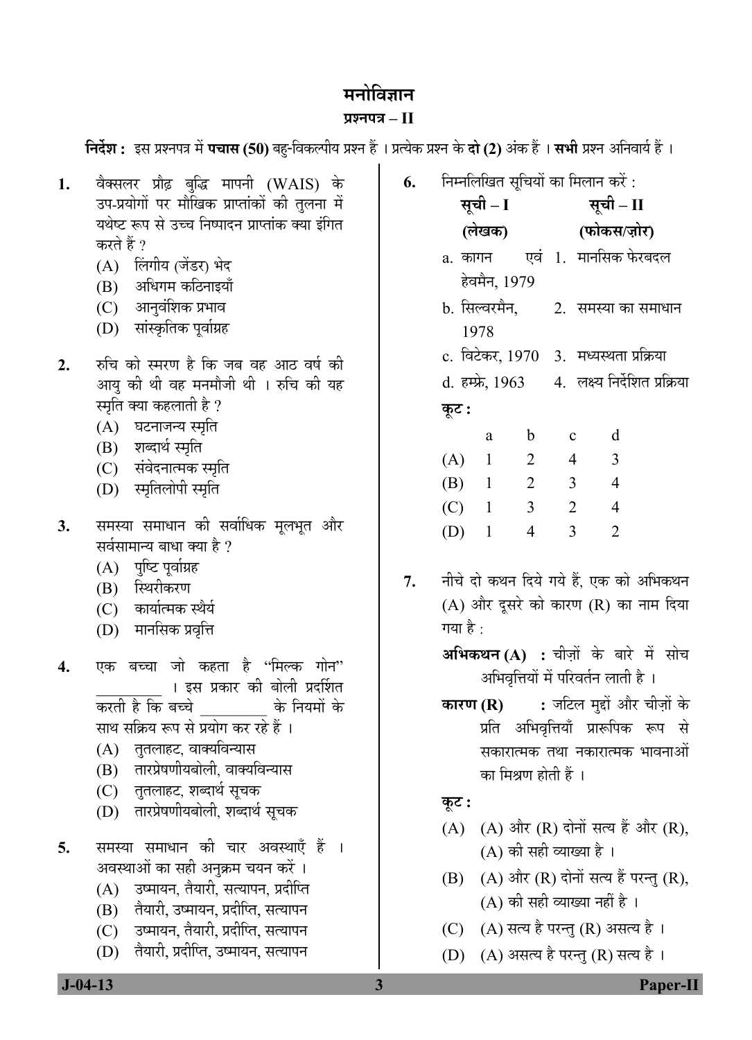# मनोविज्ञान

## प्रश्नपत्र – II

**निर्देश :** इस प्रश्नपत्र में **पचास (50)** बहु-विकल्पीय प्रश्न हैं । प्रत्येक प्रश्न के **दो (2)** अंक हैं । **सभी** प्रश्न अनिवार्य हैं ।

**1.** वैक्सलर प्रौढ़ बुद्धि मापनी (WAIS) के उप-प्रयोगों पर मौखिक प्राप्तांकों की तुलना में यथेष्ट रूप से उच्च निष्पादन प्राप्तांक क्या इंगित करते हैं ?

(A) लिंगीय (जेंडर) भेद
(B) अधिगम कठिनाइयाँ
(C) आनुवंशिक प्रभाव
(D) सांस्कृतिक पूर्वाग्रह

**2.** रुचि को स्मरण है कि जब वह आठ वर्ष की आयु की थी वह मनमौजी थी । रुचि की यह स्मृति क्या कहलाती है ?

(A) घटनाजन्य स्मृति
(B) शब्दार्थ स्मृति
(C) संवेदनात्मक स्मृति
(D) स्मृतिलोपी स्मृति

**3.** समस्या समाधान की सर्वाधिक मूलभूत और सर्वसामान्य बाधा क्या है ?

(A) पुष्टि पूर्वाग्रह
(B) स्थिरीकरण
(C) कार्यात्मक स्थैर्य
(D) मानसिक प्रवृत्ति

**4.** एक बच्चा जो कहता है "मिल्क गोन" _________ । इस प्रकार की बोली प्रदर्शित करती है कि बच्चे _________ के नियमों के साथ सक्रिय रूप से प्रयोग कर रहे हैं ।

(A) तुतलाहट, वाक्यविन्यास
(B) तारप्रेषणीयबोली, वाक्यविन्यास
(C) तुतलाहट, शब्दार्थ सूचक
(D) तारप्रेषणीयबोली, शब्दार्थ सूचक

**5.** समस्या समाधान की चार अवस्थाएँ हैं । अवस्थाओं का सही अनुक्रम चयन करें ।

(A) उष्मायन, तैयारी, सत्यापन, प्रदीप्ति
(B) तैयारी, उष्मायन, प्रदीप्ति, सत्यापन
(C) उष्मायन, तैयारी, प्रदीप्ति, सत्यापन
(D) तैयारी, प्रदीप्ति, उष्मायन, सत्यापन

**6.** निम्नलिखित सूचियों का मिलान करें :

| सूची – I (लेखक) | सूची – II (फोकस/ज़ोर) |
|---|---|
| a. कागन एवं हेवमैन, 1979 | 1. मानसिक फेरबदल |
| b. सिल्वरमैन, 1978 | 2. समस्या का समाधान |
| c. विटेकर, 1970 | 3. मध्यस्थता प्रक्रिया |
| d. हम्फ्रे, 1963 | 4. लक्ष्य निर्देशित प्रक्रिया |

**कूट :**

| | a | b | c | d |
|---|---|---|---|---|
| (A) | 1 | 2 | 4 | 3 |
| (B) | 1 | 2 | 3 | 4 |
| (C) | 1 | 3 | 2 | 4 |
| (D) | 1 | 4 | 3 | 2 |

**7.** नीचे दो कथन दिये गये हैं, एक को अभिकथन (A) और दूसरे को कारण (R) का नाम दिया गया है :

**अभिकथन (A) :** चीज़ों के बारे में सोच अभिवृत्तियों में परिवर्तन लाती है ।

**कारण (R) :** जटिल मुद्दों और चीज़ों के प्रति अभिवृत्तियाँ प्रारूपिक रूप से सकारात्मक तथा नकारात्मक भावनाओं का मिश्रण होती हैं ।

**कूट :**

(A) (A) और (R) दोनों सत्य हैं और (R), (A) की सही व्याख्या है ।
(B) (A) और (R) दोनों सत्य हैं परन्तु (R), (A) की सही व्याख्या नहीं है ।
(C) (A) सत्य है परन्तु (R) असत्य है ।
(D) (A) असत्य है परन्तु (R) सत्य है ।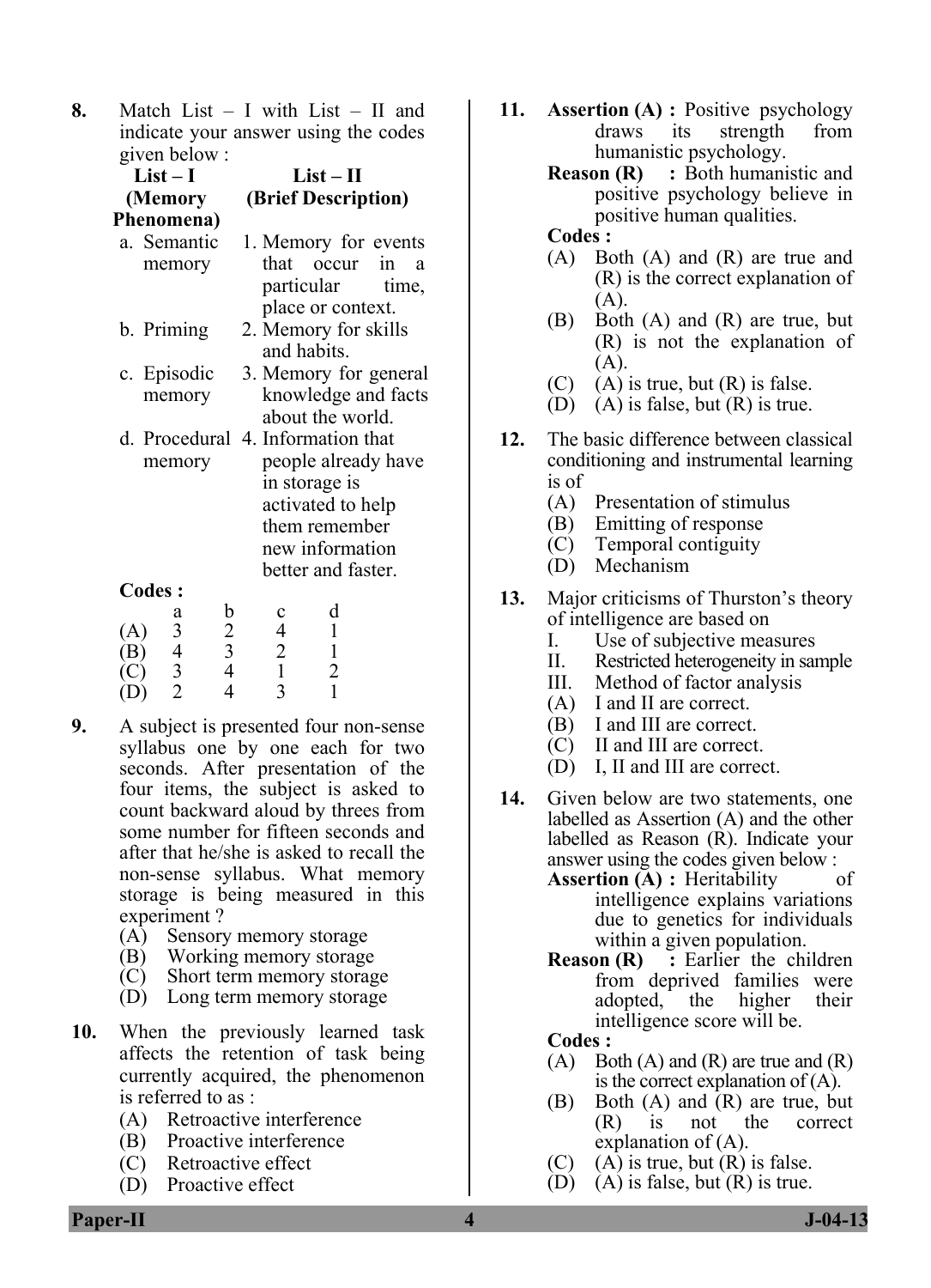**8.** Match List – I with List – II and indicate your answer using the codes given below :

| List – I (Memory Phenomena) | List – II (Brief Description) |
|---|---|
| a. Semantic memory | 1. Memory for events that occur in a particular time, place or context. |
| b. Priming | 2. Memory for skills and habits. |
| c. Episodic memory | 3. Memory for general knowledge and facts about the world. |
| d. Procedural memory | 4. Information that people already have in storage is activated to help them remember new information better and faster. |

**Codes :**

| | a | b | c | d |
|---|---|---|---|---|
| (A) | 3 | 2 | 4 | 1 |
| (B) | 4 | 3 | 2 | 1 |
| (C) | 3 | 4 | 1 | 2 |
| (D) | 2 | 4 | 3 | 1 |

**9.** A subject is presented four non-sense syllabus one by one each for two seconds. After presentation of the four items, the subject is asked to count backward aloud by threes from some number for fifteen seconds and after that he/she is asked to recall the non-sense syllabus. What memory storage is being measured in this experiment ?

(A) Sensory memory storage
(B) Working memory storage
(C) Short term memory storage
(D) Long term memory storage

**10.** When the previously learned task affects the retention of task being currently acquired, the phenomenon is referred to as :

(A) Retroactive interference
(B) Proactive interference
(C) Retroactive effect
(D) Proactive effect

**11.** **Assertion (A) :** Positive psychology draws its strength from humanistic psychology.

**Reason (R) :** Both humanistic and positive psychology believe in positive human qualities.

**Codes :**

(A) Both (A) and (R) are true and (R) is the correct explanation of (A).
(B) Both (A) and (R) are true, but (R) is not the explanation of (A).
(C) (A) is true, but (R) is false.
(D) (A) is false, but (R) is true.

**12.** The basic difference between classical conditioning and instrumental learning is of

(A) Presentation of stimulus
(B) Emitting of response
(C) Temporal contiguity
(D) Mechanism

**13.** Major criticisms of Thurston's theory of intelligence are based on

I. Use of subjective measures
II. Restricted heterogeneity in sample
III. Method of factor analysis

(A) I and II are correct.
(B) I and III are correct.
(C) II and III are correct.
(D) I, II and III are correct.

**14.** Given below are two statements, one labelled as Assertion (A) and the other labelled as Reason (R). Indicate your answer using the codes given below :

**Assertion (A) :** Heritability of intelligence explains variations due to genetics for individuals within a given population.

**Reason (R) :** Earlier the children from deprived families were adopted, the higher their intelligence score will be.

**Codes :**

(A) Both (A) and (R) are true and (R) is the correct explanation of (A).
(B) Both (A) and (R) are true, but (R) is not the correct explanation of (A).
(C) (A) is true, but (R) is false.
(D) (A) is false, but (R) is true.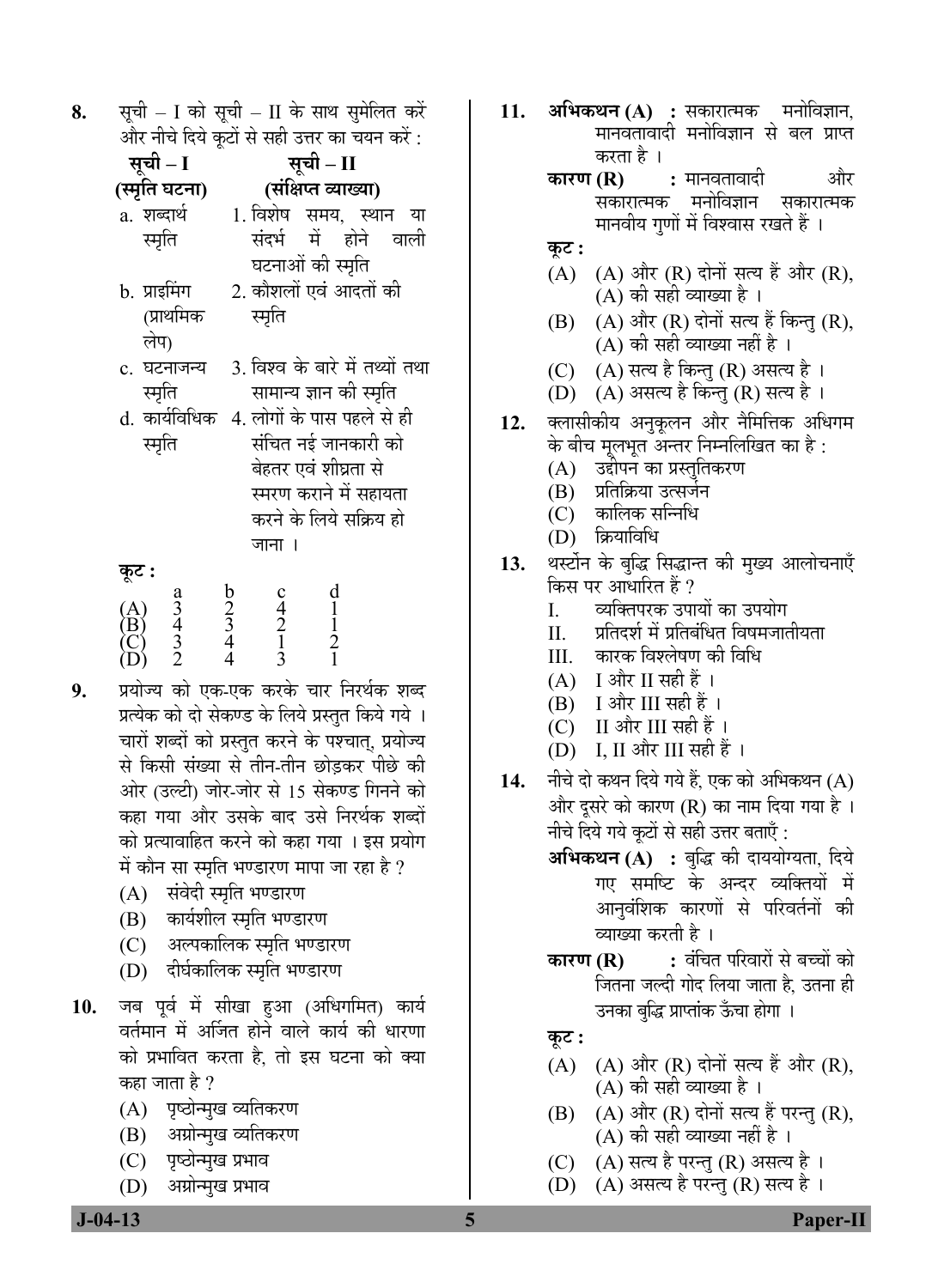8. सूची – I को सूची – II के साथ सुमेलित करें और नीचे दिये कूटों से सही उत्तर का चयन करें :

| सूची – I (स्मृति घटना) | सूची – II (संक्षिप्त व्याख्या) |
|---|---|
| a. शब्दार्थ स्मृति | 1. विशेष समय, स्थान या संदर्भ में होने वाली घटनाओं की स्मृति |
| b. प्राइमिंग (प्राथमिक लेप) | 2. कौशलों एवं आदतों की स्मृति |
| c. घटनाजन्य स्मृति | 3. विश्व के बारे में तथ्यों तथा सामान्य ज्ञान की स्मृति |
| d. कार्यविधिक स्मृति | 4. लोगों के पास पहले से ही संचित नई जानकारी को बेहतर एवं शीघ्रता से स्मरण कराने में सहायता करने के लिये सक्रिय हो जाना । |

कूट :

| | a | b | c | d |
|---|---|---|---|---|
| (A) | 3 | 2 | 4 | 1 |
| (B) | 4 | 3 | 2 | 1 |
| (C) | 3 | 4 | 1 | 2 |
| (D) | 2 | 4 | 3 | 1 |

9. प्रयोज्य को एक-एक करके चार निरर्थक शब्द प्रत्येक को दो सेकण्ड के लिये प्रस्तुत किये गये । चारों शब्दों को प्रस्तुत करने के पश्चात्, प्रयोज्य से किसी संख्या से तीन-तीन छोड़कर पीछे की ओर (उल्टी) जोर-जोर से 15 सेकण्ड गिनने को कहा गया और उसके बाद उसे निरर्थक शब्दों को प्रत्यावाहित करने को कहा गया । इस प्रयोग में कौन सा स्मृति भण्डारण मापा जा रहा है ?
   (A) संवेदी स्मृति भण्डारण
   (B) कार्यशील स्मृति भण्डारण
   (C) अल्पकालिक स्मृति भण्डारण
   (D) दीर्घकालिक स्मृति भण्डारण

10. जब पूर्व में सीखा हुआ (अधिगमित) कार्य वर्तमान में अर्जित होने वाले कार्य की धारणा को प्रभावित करता है, तो इस घटना को क्या कहा जाता है ?
   (A) पृष्ठोन्मुख व्यतिकरण
   (B) अग्रोन्मुख व्यतिकरण
   (C) पृष्ठोन्मुख प्रभाव
   (D) अग्रोन्मुख प्रभाव

11. **अभिकथन (A) :** सकारात्मक मनोविज्ञान, मानवतावादी मनोविज्ञान से बल प्राप्त करता है ।
   **कारण (R) :** मानवतावादी और सकारात्मक मनोविज्ञान सकारात्मक मानवीय गुणों में विश्वास रखते हैं ।
   कूट :
   (A) (A) और (R) दोनों सत्य हैं और (R), (A) की सही व्याख्या है ।
   (B) (A) और (R) दोनों सत्य हैं किन्तु (R), (A) की सही व्याख्या नहीं है ।
   (C) (A) सत्य है किन्तु (R) असत्य है ।
   (D) (A) असत्य है किन्तु (R) सत्य है ।

12. क्लासीकीय अनुकूलन और नैमित्तिक अधिगम के बीच मूलभूत अन्तर निम्नलिखित का है :
   (A) उद्दीपन का प्रस्तुतिकरण
   (B) प्रतिक्रिया उत्सर्जन
   (C) कालिक सन्निधि
   (D) क्रियाविधि

13. थर्स्टोन के बुद्धि सिद्धान्त की मुख्य आलोचनाएँ किस पर आधारित हैं ?
   I. व्यक्तिपरक उपायों का उपयोग
   II. प्रतिदर्श में प्रतिबंधित विषमजातीयता
   III. कारक विश्लेषण की विधि
   (A) I और II सही हैं ।
   (B) I और III सही हैं ।
   (C) II और III सही हैं ।
   (D) I, II और III सही हैं ।

14. नीचे दो कथन दिये गये हैं, एक को अभिकथन (A) और दूसरे को कारण (R) का नाम दिया गया है । नीचे दिये गये कूटों से सही उत्तर बताएँ :
   **अभिकथन (A) :** बुद्धि की दाययोग्यता, दिये गए समष्टि के अन्दर व्यक्तियों में आनुवंशिक कारणों से परिवर्तनों की व्याख्या करती है ।
   **कारण (R) :** वंचित परिवारों से बच्चों को जितना जल्दी गोद लिया जाता है, उतना ही उनका बुद्धि प्राप्तांक ऊँचा होगा ।
   कूट :
   (A) (A) और (R) दोनों सत्य हैं और (R), (A) की सही व्याख्या है ।
   (B) (A) और (R) दोनों सत्य हैं परन्तु (R), (A) की सही व्याख्या नहीं है ।
   (C) (A) सत्य है परन्तु (R) असत्य है ।
   (D) (A) असत्य है परन्तु (R) सत्य है ।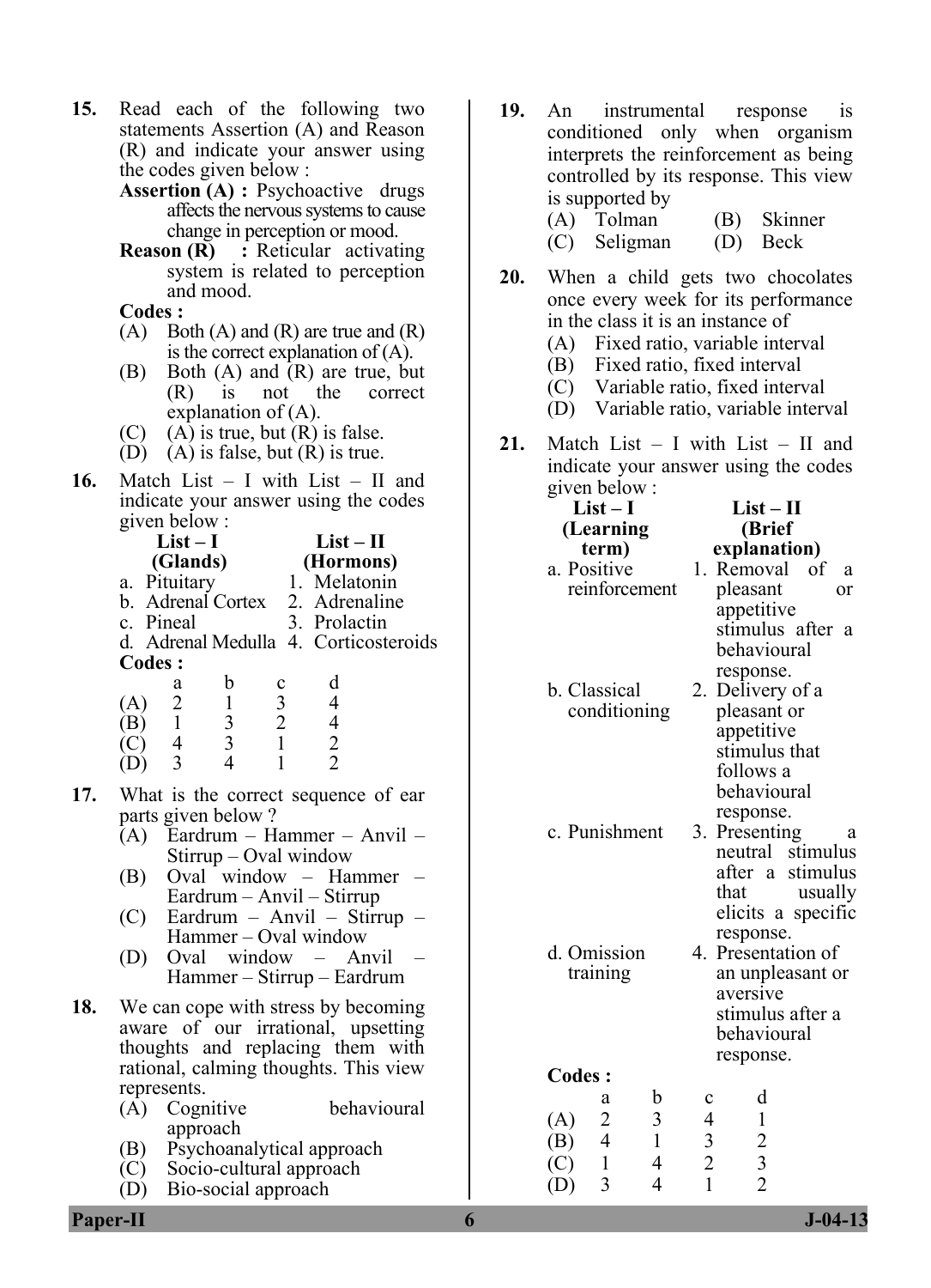**15.** Read each of the following two statements Assertion (A) and Reason (R) and indicate your answer using the codes given below :

**Assertion (A) :** Psychoactive drugs affects the nervous systems to cause change in perception or mood.

**Reason (R) :** Reticular activating system is related to perception and mood.

**Codes :**

(A) Both (A) and (R) are true and (R) is the correct explanation of (A).
(B) Both (A) and (R) are true, but (R) is not the correct explanation of (A).
(C) (A) is true, but (R) is false.
(D) (A) is false, but (R) is true.

**16.** Match List – I with List – II and indicate your answer using the codes given below :

| List – I (Glands) | List – II (Hormons) |
|---|---|
| a. Pituitary | 1. Melatonin |
| b. Adrenal Cortex | 2. Adrenaline |
| c. Pineal | 3. Prolactin |
| d. Adrenal Medulla | 4. Corticosteroids |

**Codes :**

| | a | b | c | d |
|---|---|---|---|---|
| (A) | 2 | 1 | 3 | 4 |
| (B) | 1 | 3 | 2 | 4 |
| (C) | 4 | 3 | 1 | 2 |
| (D) | 3 | 4 | 1 | 2 |

**17.** What is the correct sequence of ear parts given below ?

(A) Eardrum – Hammer – Anvil – Stirrup – Oval window
(B) Oval window – Hammer – Eardrum – Anvil – Stirrup
(C) Eardrum – Anvil – Stirrup – Hammer – Oval window
(D) Oval window – Anvil – Hammer – Stirrup – Eardrum

**18.** We can cope with stress by becoming aware of our irrational, upsetting thoughts and replacing them with rational, calming thoughts. This view represents.

(A) Cognitive behavioural approach
(B) Psychoanalytical approach
(C) Socio-cultural approach
(D) Bio-social approach

**19.** An instrumental response is conditioned only when organism interprets the reinforcement as being controlled by its response. This view is supported by

(A) Tolman (B) Skinner
(C) Seligman (D) Beck

**20.** When a child gets two chocolates once every week for its performance in the class it is an instance of

(A) Fixed ratio, variable interval
(B) Fixed ratio, fixed interval
(C) Variable ratio, fixed interval
(D) Variable ratio, variable interval

**21.** Match List – I with List – II and indicate your answer using the codes given below :

| List – I (Learning term) | List – II (Brief explanation) |
|---|---|
| a. Positive reinforcement | 1. Removal of a pleasant or appetitive stimulus after a behavioural response. |
| b. Classical conditioning | 2. Delivery of a pleasant or appetitive stimulus that follows a behavioural response. |
| c. Punishment | 3. Presenting a neutral stimulus after a stimulus that usually elicits a specific response. |
| d. Omission training | 4. Presentation of an unpleasant or aversive stimulus after a behavioural response. |

**Codes :**

| | a | b | c | d |
|---|---|---|---|---|
| (A) | 2 | 3 | 4 | 1 |
| (B) | 4 | 1 | 3 | 2 |
| (C) | 1 | 4 | 2 | 3 |
| (D) | 3 | 4 | 1 | 2 |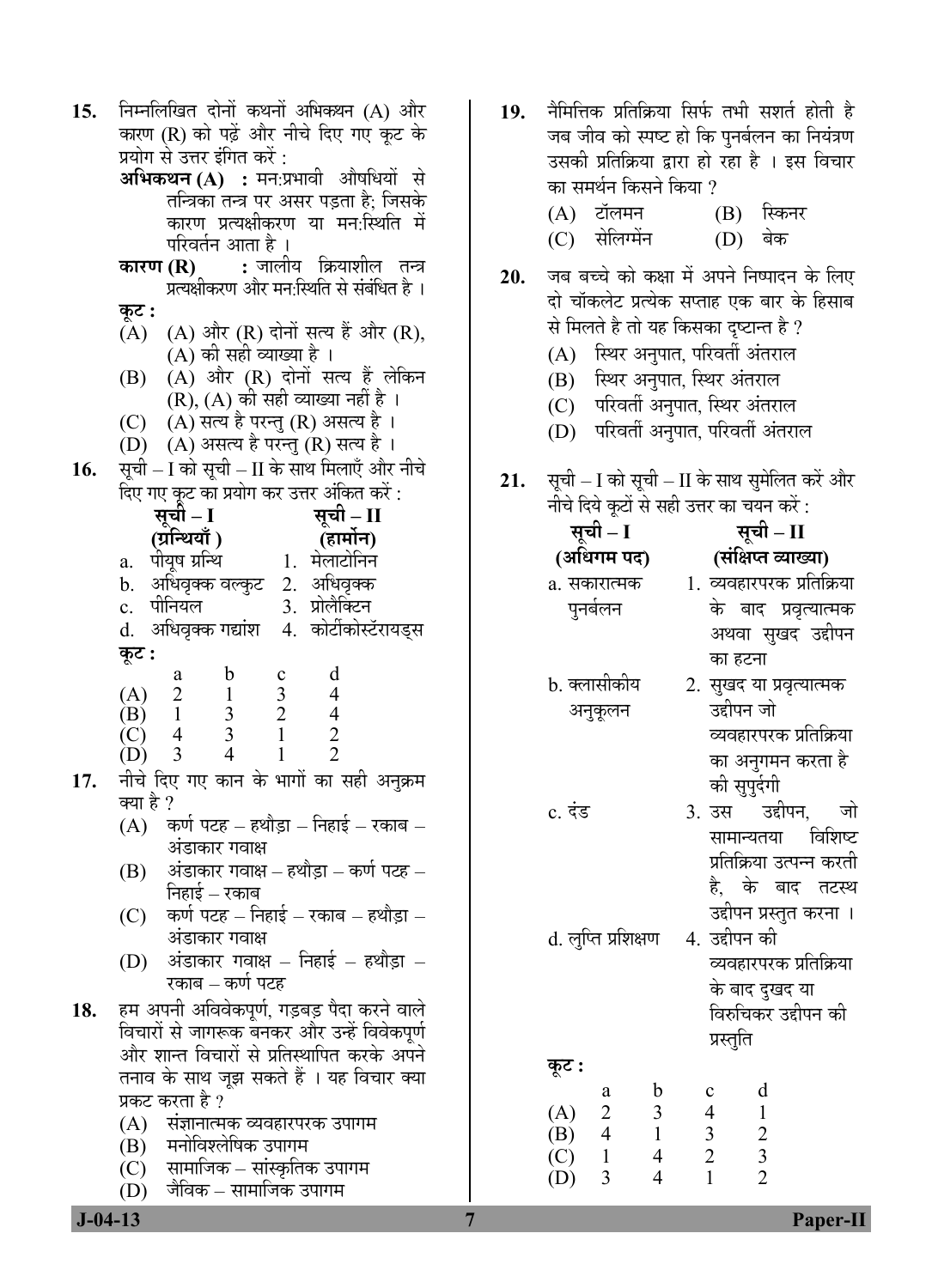15. निम्नलिखित दोनों कथनों अभिकथन (A) और कारण (R) को पढ़ें और नीचे दिए गए कूट के प्रयोग से उत्तर इंगित करें :

**अभिकथन (A) :** मन:प्रभावी औषधियों से तन्त्रिका तन्त्र पर असर पड़ता है; जिसके कारण प्रत्यक्षीकरण या मन:स्थिति में परिवर्तन आता है ।

**कारण (R) :** जालीय क्रियाशील तन्त्र प्रत्यक्षीकरण और मन:स्थिति से संबंधित है ।

**कूट :**

(A) (A) और (R) दोनों सत्य हैं और (R), (A) की सही व्याख्या है ।

(B) (A) और (R) दोनों सत्य हैं लेकिन (R), (A) की सही व्याख्या नहीं है ।

(C) (A) सत्य है परन्तु (R) असत्य है ।

(D) (A) असत्य है परन्तु (R) सत्य है ।

16. सूची – I को सूची – II के साथ मिलाएँ और नीचे दिए गए कूट का प्रयोग कर उत्तर अंकित करें :

| **सूची – I (ग्रन्थियाँ)** | **सूची – II (हार्मोन)** |
|---|---|
| a. पीयूष ग्रन्थि | 1. मेलाटोनिन |
| b. अधिवृक्क वल्कुट | 2. अधिवृक्क |
| c. पीनियल | 3. प्रोलैक्टिन |
| d. अधिवृक्क गद्यांश | 4. कोर्टीकोस्टॅरायड्स |

**कूट :**

| | a | b | c | d |
|---|---|---|---|---|
| (A) | 2 | 1 | 3 | 4 |
| (B) | 1 | 3 | 2 | 4 |
| (C) | 4 | 3 | 1 | 2 |
| (D) | 3 | 4 | 1 | 2 |

17. नीचे दिए गए कान के भागों का सही अनुक्रम क्या है ?

(A) कर्ण पटह – हथौड़ा – निहाई – रकाब – अंडाकार गवाक्ष

(B) अंडाकार गवाक्ष – हथौड़ा – कर्ण पटह – निहाई – रकाब

(C) कर्ण पटह – निहाई – रकाब – हथौड़ा – अंडाकार गवाक्ष

(D) अंडाकार गवाक्ष – निहाई – हथौड़ा – रकाब – कर्ण पटह

18. हम अपनी अविवेकपूर्ण, गड़बड़ पैदा करने वाले विचारों से जागरूक बनकर और उन्हें विवेकपूर्ण और शान्त विचारों से प्रतिस्थापित करके अपने तनाव के साथ जूझ सकते हैं । यह विचार क्या प्रकट करता है ?

(A) संज्ञानात्मक व्यवहारपरक उपागम

(B) मनोविश्लेषिक उपागम

(C) सामाजिक – सांस्कृतिक उपागम

(D) जैविक – सामाजिक उपागम

19. नैमित्तिक प्रतिक्रिया सिर्फ तभी सशर्त होती है जब जीव को स्पष्ट हो कि पुनर्बलन का नियंत्रण उसकी प्रतिक्रिया द्वारा हो रहा है । इस विचार का समर्थन किसने किया ?

(A) टॉलमन

(B) स्किनर

(C) सेलिग्मेंन

(D) बेक

20. जब बच्चे को कक्षा में अपने निष्पादन के लिए दो चॉकलेट प्रत्येक सप्ताह एक बार के हिसाब से मिलते है तो यह किसका दृष्टान्त है ?

(A) स्थिर अनुपात, परिवर्ती अंतराल

(B) स्थिर अनुपात, स्थिर अंतराल

(C) परिवर्ती अनुपात, स्थिर अंतराल

(D) परिवर्ती अनुपात, परिवर्ती अंतराल

21. सूची – I को सूची – II के साथ सुमेलित करें और नीचे दिये कूटों से सही उत्तर का चयन करें :

| **सूची – I (अधिगम पद)** | **सूची – II (संक्षिप्त व्याख्या)** |
|---|---|
| a. सकारात्मक पुनर्बलन | 1. व्यवहारपरक प्रतिक्रिया के बाद प्रवृत्यात्मक अथवा सुखद उद्दीपन का हटना |
| b. क्लासीकीय अनुकूलन | 2. सुखद या प्रवृत्यात्मक उद्दीपन जो व्यवहारपरक प्रतिक्रिया का अनुगमन करता है की सुपुर्दगी |
| c. दंड | 3. उस उद्दीपन, जो सामान्यतया विशिष्ट प्रतिक्रिया उत्पन्न करती है, के बाद तटस्थ उद्दीपन प्रस्तुत करना । |
| d. लुप्ति प्रशिक्षण | 4. उद्दीपन की व्यवहारपरक प्रतिक्रिया के बाद दुखद या विरुचिकर उद्दीपन की प्रस्तुति |

**कूट :**

| | a | b | c | d |
|---|---|---|---|---|
| (A) | 2 | 3 | 4 | 1 |
| (B) | 4 | 1 | 3 | 2 |
| (C) | 1 | 4 | 2 | 3 |
| (D) | 3 | 4 | 1 | 2 |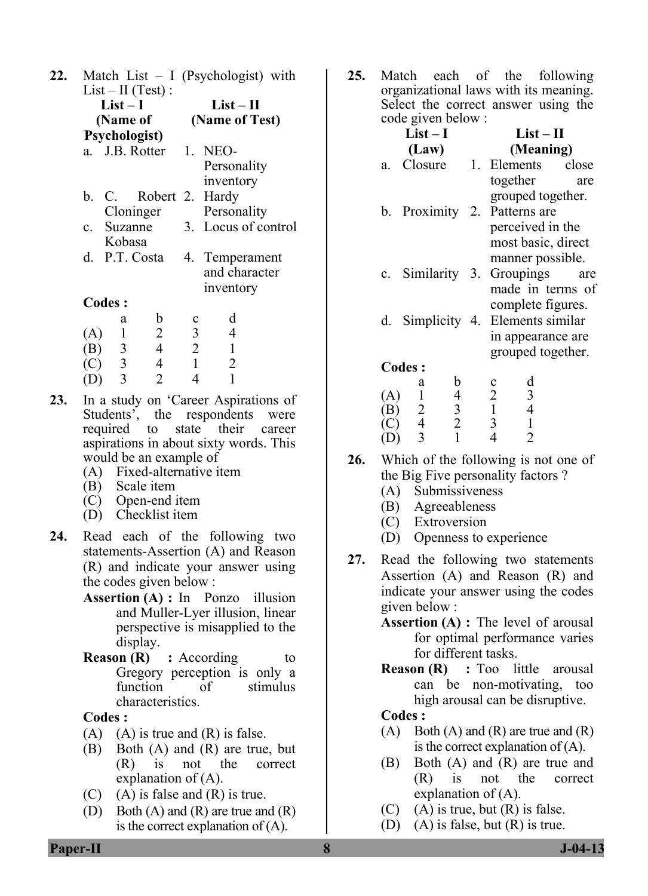**22.** Match List – I (Psychologist) with List – II (Test) :

| List – I (Name of Psychologist) | List – II (Name of Test) |
|---|---|
| a. J.B. Rotter | 1. NEO-Personality inventory |
| b. C. Robert Cloninger | 2. Hardy Personality |
| c. Suzanne Kobasa | 3. Locus of control |
| d. P.T. Costa | 4. Temperament and character inventory |

**Codes :**

| | a | b | c | d |
|---|---|---|---|---|
| (A) | 1 | 2 | 3 | 4 |
| (B) | 3 | 4 | 2 | 1 |
| (C) | 3 | 4 | 1 | 2 |
| (D) | 3 | 2 | 4 | 1 |

**23.** In a study on 'Career Aspirations of Students', the respondents were required to state their career aspirations in about sixty words. This would be an example of

(A) Fixed-alternative item
(B) Scale item
(C) Open-end item
(D) Checklist item

**24.** Read each of the following two statements-Assertion (A) and Reason (R) and indicate your answer using the codes given below :

**Assertion (A) :** In Ponzo illusion and Muller-Lyer illusion, linear perspective is misapplied to the display.

**Reason (R) :** According to Gregory perception is only a function of stimulus characteristics.

**Codes :**

(A) (A) is true and (R) is false.
(B) Both (A) and (R) are true, but (R) is not the correct explanation of (A).
(C) (A) is false and (R) is true.
(D) Both (A) and (R) are true and (R) is the correct explanation of (A).

**25.** Match each of the following organizational laws with its meaning. Select the correct answer using the code given below :

| List – I (Law) | List – II (Meaning) |
|---|---|
| a. Closure | 1. Elements close together are grouped together. |
| b. Proximity | 2. Patterns are perceived in the most basic, direct manner possible. |
| c. Similarity | 3. Groupings are made in terms of complete figures. |
| d. Simplicity | 4. Elements similar in appearance are grouped together. |

**Codes :**

| | a | b | c | d |
|---|---|---|---|---|
| (A) | 1 | 4 | 2 | 3 |
| (B) | 2 | 3 | 1 | 4 |
| (C) | 4 | 2 | 3 | 1 |
| (D) | 3 | 1 | 4 | 2 |

**26.** Which of the following is not one of the Big Five personality factors ?

(A) Submissiveness
(B) Agreeableness
(C) Extroversion
(D) Openness to experience

**27.** Read the following two statements Assertion (A) and Reason (R) and indicate your answer using the codes given below :

**Assertion (A) :** The level of arousal for optimal performance varies for different tasks.

**Reason (R) :** Too little arousal can be non-motivating, too high arousal can be disruptive.

**Codes :**

(A) Both (A) and (R) are true and (R) is the correct explanation of (A).
(B) Both (A) and (R) are true and (R) is not the correct explanation of (A).
(C) (A) is true, but (R) is false.
(D) (A) is false, but (R) is true.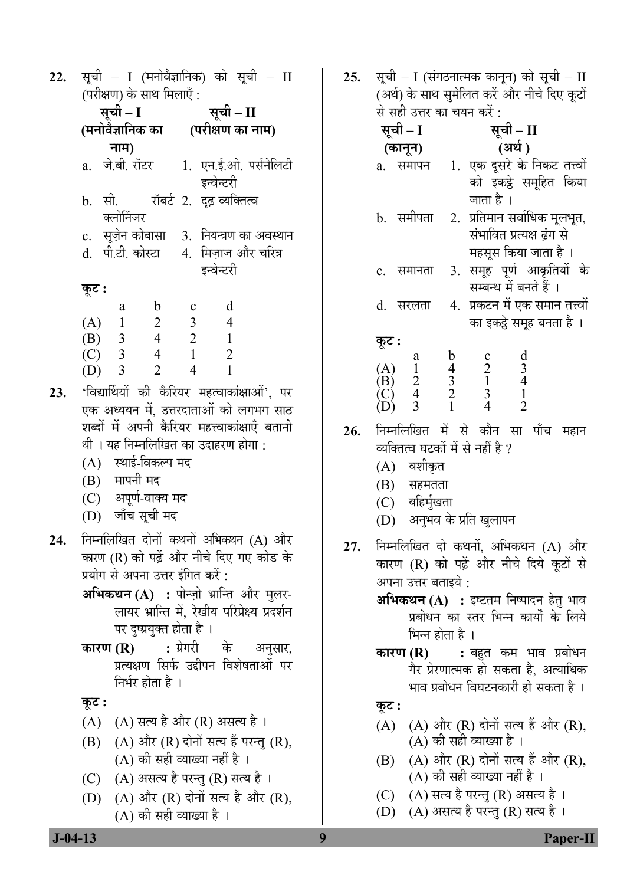**22.** सूची – I (मनोवैज्ञानिक) को सूची – II (परीक्षण) के साथ मिलाएँ :

| सूची – I (मनोवैज्ञानिक का नाम) | सूची – II (परीक्षण का नाम) |
|---|---|
| a. जे.बी. रॉटर | 1. एन.ई.ओ. पर्सनेलिटी इन्वेन्टरी |
| b. सी. रॉबर्ट क्लोनिंजर | 2. दृढ़ व्यक्तित्व |
| c. सूज़ेन कोबासा | 3. नियन्त्रण का अवस्थान |
| d. पी.टी. कोस्टा | 4. मिज़ाज और चरित्र इन्वेन्टरी |

**कूट :**

| | a | b | c | d |
|---|---|---|---|---|
| (A) | 1 | 2 | 3 | 4 |
| (B) | 3 | 4 | 2 | 1 |
| (C) | 3 | 4 | 1 | 2 |
| (D) | 3 | 2 | 4 | 1 |

**23.** 'विद्यार्थियों की कैरियर महत्वाकांक्षाओं', पर एक अध्ययन में, उत्तरदाताओं को लगभग साठ शब्दों में अपनी कैरियर महत्त्वाकांक्षाएँ बतानी थी । यह निम्नलिखित का उदाहरण होगा :

(A) स्थाई-विकल्प मद

(B) मापनी मद

(C) अपूर्ण-वाक्य मद

(D) जाँच सूची मद

**24.** निम्नलिखित दोनों कथनों अभिकथन (A) और कारण (R) को पढ़ें और नीचे दिए गए कोड के प्रयोग से अपना उत्तर इंगित करें :

**अभिकथन (A) :** पोन्ज़ो भ्रान्ति और मुलर-लायर भ्रान्ति में, रेखीय परिप्रेक्ष्य प्रदर्शन पर दुष्प्रयुक्त होता है ।

**कारण (R) :** ग्रेगरी के अनुसार, प्रत्यक्षण सिर्फ उद्दीपन विशेषताओं पर निर्भर होता है ।

**कूट :**

(A) (A) सत्य है और (R) असत्य है ।

(B) (A) और (R) दोनों सत्य हैं परन्तु (R), (A) की सही व्याख्या नहीं है ।

(C) (A) असत्य है परन्तु (R) सत्य है ।

(D) (A) और (R) दोनों सत्य हैं और (R), (A) की सही व्याख्या है ।

**25.** सूची – I (संगठनात्मक कानून) को सूची – II (अर्थ) के साथ सुमेलित करें और नीचे दिए कूटों से सही उत्तर का चयन करें :

| सूची – I (कानून) | सूची – II (अर्थ) |
|---|---|
| a. समापन | 1. एक दूसरे के निकट तत्त्वों को इकट्ठे समूहित किया जाता है । |
| b. समीपता | 2. प्रतिमान सर्वाधिक मूलभूत, संभावित प्रत्यक्ष ढंग से महसूस किया जाता है । |
| c. समानता | 3. समूह पूर्ण आकृतियों के सम्बन्ध में बनते हैं । |
| d. सरलता | 4. प्रकटन में एक समान तत्त्वों का इकट्ठे समूह बनता है । |

**कूट :**

| | a | b | c | d |
|---|---|---|---|---|
| (A) | 1 | 4 | 2 | 3 |
| (B) | 2 | 3 | 1 | 4 |
| (C) | 4 | 2 | 3 | 1 |
| (D) | 3 | 1 | 4 | 2 |

**26.** निम्नलिखित में से कौन सा पाँच महान व्यक्तित्व घटकों में से नहीं है ?

(A) वशीकृत

(B) सहमतता

(C) बहिर्मुखता

(D) अनुभव के प्रति खुलापन

**27.** निम्नलिखित दो कथनों, अभिकथन (A) और कारण (R) को पढ़ें और नीचे दिये कूटों से अपना उत्तर बताइये :

**अभिकथन (A) :** इष्टतम निष्पादन हेतु भाव प्रबोधन का स्तर भिन्न कार्यों के लिये भिन्न होता है ।

**कारण (R) :** बहुत कम भाव प्रबोधन गैर प्रेरणात्मक हो सकता है, अत्याधिक भाव प्रबोधन विघटनकारी हो सकता है ।

**कूट :**

(A) (A) और (R) दोनों सत्य हैं और (R), (A) की सही व्याख्या है ।

(B) (A) और (R) दोनों सत्य हैं और (R), (A) की सही व्याख्या नहीं है ।

(C) (A) सत्य है परन्तु (R) असत्य है ।

(D) (A) असत्य है परन्तु (R) सत्य है ।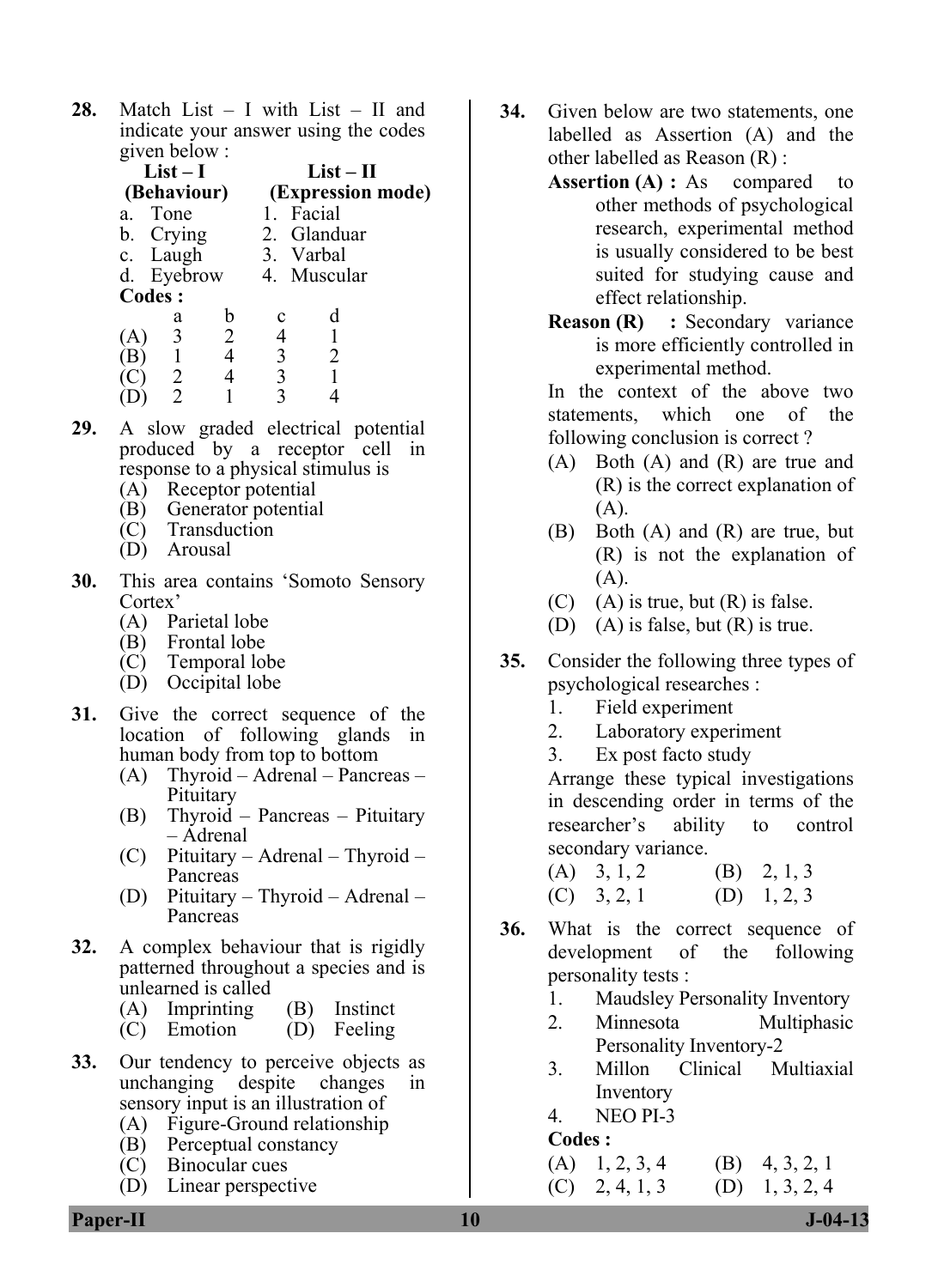**28.** Match List – I with List – II and indicate your answer using the codes given below :

| List – I (Behaviour) | List – II (Expression mode) |
|---|---|
| a. Tone | 1. Facial |
| b. Crying | 2. Glanduar |
| c. Laugh | 3. Varbal |
| d. Eyebrow | 4. Muscular |

**Codes :**

| | a | b | c | d |
|---|---|---|---|---|
| (A) | 3 | 2 | 4 | 1 |
| (B) | 1 | 4 | 3 | 2 |
| (C) | 2 | 4 | 3 | 1 |
| (D) | 2 | 1 | 3 | 4 |

**29.** A slow graded electrical potential produced by a receptor cell in response to a physical stimulus is

(A) Receptor potential
(B) Generator potential
(C) Transduction
(D) Arousal

**30.** This area contains 'Somoto Sensory Cortex'

(A) Parietal lobe
(B) Frontal lobe
(C) Temporal lobe
(D) Occipital lobe

**31.** Give the correct sequence of the location of following glands in human body from top to bottom

(A) Thyroid – Adrenal – Pancreas – Pituitary
(B) Thyroid – Pancreas – Pituitary – Adrenal
(C) Pituitary – Adrenal – Thyroid – Pancreas
(D) Pituitary – Thyroid – Adrenal – Pancreas

**32.** A complex behaviour that is rigidly patterned throughout a species and is unlearned is called

(A) Imprinting  (B) Instinct
(C) Emotion  (D) Feeling

**33.** Our tendency to perceive objects as unchanging despite changes in sensory input is an illustration of

(A) Figure-Ground relationship
(B) Perceptual constancy
(C) Binocular cues
(D) Linear perspective

**34.** Given below are two statements, one labelled as Assertion (A) and the other labelled as Reason (R) :

**Assertion (A) :** As compared to other methods of psychological research, experimental method is usually considered to be best suited for studying cause and effect relationship.

**Reason (R) :** Secondary variance is more efficiently controlled in experimental method.

In the context of the above two statements, which one of the following conclusion is correct ?

(A) Both (A) and (R) are true and (R) is the correct explanation of (A).
(B) Both (A) and (R) are true, but (R) is not the explanation of (A).
(C) (A) is true, but (R) is false.
(D) (A) is false, but (R) is true.

**35.** Consider the following three types of psychological researches :

1. Field experiment
2. Laboratory experiment
3. Ex post facto study

Arrange these typical investigations in descending order in terms of the researcher's ability to control secondary variance.

(A) 3, 1, 2  (B) 2, 1, 3
(C) 3, 2, 1  (D) 1, 2, 3

**36.** What is the correct sequence of development of the following personality tests :

1. Maudsley Personality Inventory
2. Minnesota Multiphasic Personality Inventory-2
3. Millon Clinical Multiaxial Inventory
4. NEO PI-3

**Codes :**

(A) 1, 2, 3, 4  (B) 4, 3, 2, 1
(C) 2, 4, 1, 3  (D) 1, 3, 2, 4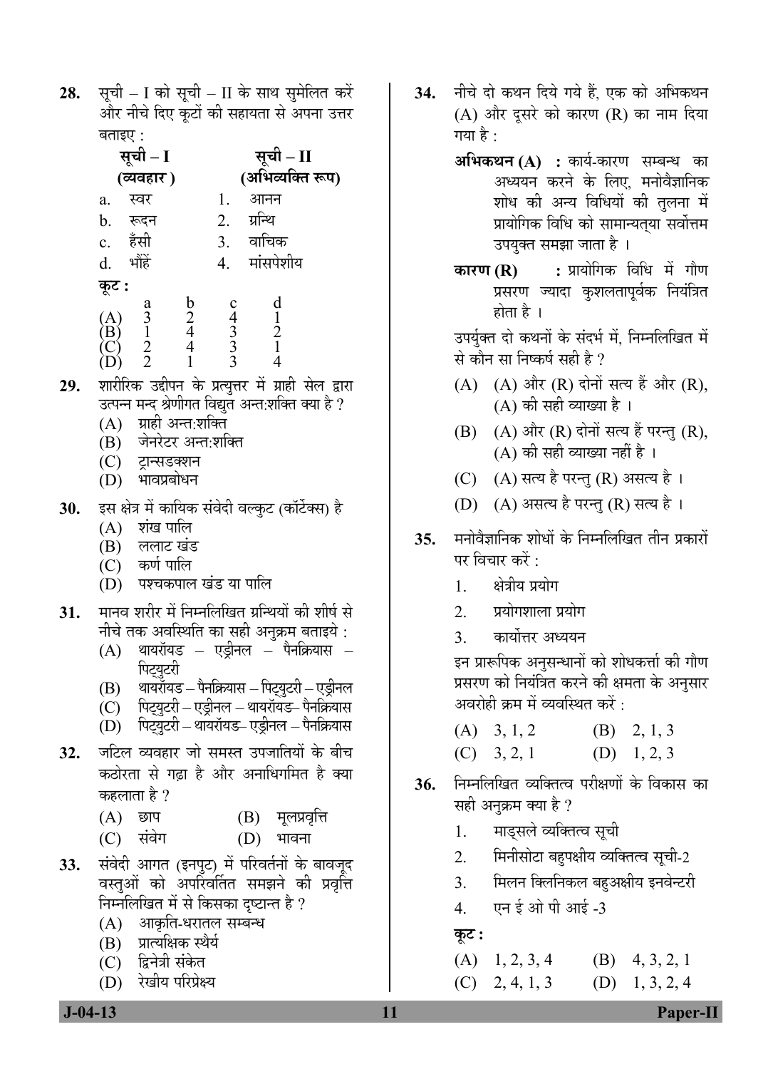**28.** सूची – I को सूची – II के साथ सुमेलित करें और नीचे दिए कूटों की सहायता से अपना उत्तर बताइए :

| सूची – I (व्यवहार) | सूची – II (अभिव्यक्ति रूप) |
|---|---|
| a. स्वर | 1. आनन |
| b. रूदन | 2. ग्रन्थि |
| c. हँसी | 3. वाचिक |
| d. भौंहें | 4. मांसपेशीय |

**कूट :**

| | a | b | c | d |
|---|---|---|---|---|
| (A) | 3 | 2 | 4 | 1 |
| (B) | 1 | 4 | 3 | 2 |
| (C) | 2 | 4 | 3 | 1 |
| (D) | 2 | 1 | 3 | 4 |

**29.** शारीरिक उद्दीपन के प्रत्युत्तर में ग्राही सेल द्वारा उत्पन्न मन्द श्रेणीगत विद्युत अन्त:शक्ति क्या है ?

(A) ग्राही अन्त:शक्ति
(B) जेनरेटर अन्त:शक्ति
(C) ट्रान्सडक्शन
(D) भावप्रबोधन

**30.** इस क्षेत्र में कायिक संवेदी वल्कुट (कॉर्टेक्स) है

(A) शंख पालि
(B) ललाट खंड
(C) कर्ण पालि
(D) पश्चकपाल खंड या पालि

**31.** मानव शरीर में निम्नलिखित ग्रन्थियों की शीर्ष से नीचे तक अवस्थिति का सही अनुक्रम बताइये :

(A) थायरॉयड – एड्रीनल – पैनक्रियास – पिट्युटरी
(B) थायरॉयड – पैनक्रियास – पिट्युटरी – एड्रीनल
(C) पिट्युटरी – एड्रीनल – थायरॉयड– पैनक्रियास
(D) पिट्युटरी – थायरॉयड– एड्रीनल – पैनक्रियास

**32.** जटिल व्यवहार जो समस्त उपजातियों के बीच कठोरता से गढ़ा है और अनाधिगमित है क्या कहलाता है ?

(A) छाप
(B) मूलप्रवृत्ति
(C) संवेग
(D) भावना

**33.** संवेदी आगत (इनपुट) में परिवर्तनों के बावजूद वस्तुओं को अपरिवर्तित समझने की प्रवृत्ति निम्नलिखित में से किसका दृष्टान्त है ?

(A) आकृति-धरातल सम्बन्ध
(B) प्रात्यक्षिक स्थैर्य
(C) द्विनेत्री संकेत
(D) रेखीय परिप्रेक्ष्य

**34.** नीचे दो कथन दिये गये हैं, एक को अभिकथन (A) और दूसरे को कारण (R) का नाम दिया गया है :

**अभिकथन (A) :** कार्य-कारण सम्बन्ध का अध्ययन करने के लिए, मनोवैज्ञानिक शोध की अन्य विधियों की तुलना में प्रायोगिक विधि को सामान्यतया सर्वोत्तम उपयुक्त समझा जाता है ।

**कारण (R) :** प्रायोगिक विधि में गौण प्रसरण ज्यादा कुशलतापूर्वक नियंत्रित होता है ।

उपर्युक्त दो कथनों के संदर्भ में, निम्नलिखित में से कौन सा निष्कर्ष सही है ?

(A) (A) और (R) दोनों सत्य हैं और (R), (A) की सही व्याख्या है ।
(B) (A) और (R) दोनों सत्य हैं परन्तु (R), (A) की सही व्याख्या नहीं है ।
(C) (A) सत्य है परन्तु (R) असत्य है ।
(D) (A) असत्य है परन्तु (R) सत्य है ।

**35.** मनोवैज्ञानिक शोधों के निम्नलिखित तीन प्रकारों पर विचार करें :

1. क्षेत्रीय प्रयोग
2. प्रयोगशाला प्रयोग
3. कार्योत्तर अध्ययन

इन प्रारूपिक अनुसन्धानों को शोधकर्ता की गौण प्रसरण को नियंत्रित करने की क्षमता के अनुसार अवरोही क्रम में व्यवस्थित करें :

(A) 3, 1, 2
(B) 2, 1, 3
(C) 3, 2, 1
(D) 1, 2, 3

**36.** निम्नलिखित व्यक्तित्व परीक्षणों के विकास का सही अनुक्रम क्या है ?

1. माड्सले व्यक्तित्व सूची
2. मिनीसोटा बहुपक्षीय व्यक्तित्व सूची-2
3. मिलन क्लिनिकल बहुअक्षीय इनवेन्टरी
4. एन ई ओ पी आई -3

**कूट :**

(A) 1, 2, 3, 4
(B) 4, 3, 2, 1
(C) 2, 4, 1, 3
(D) 1, 3, 2, 4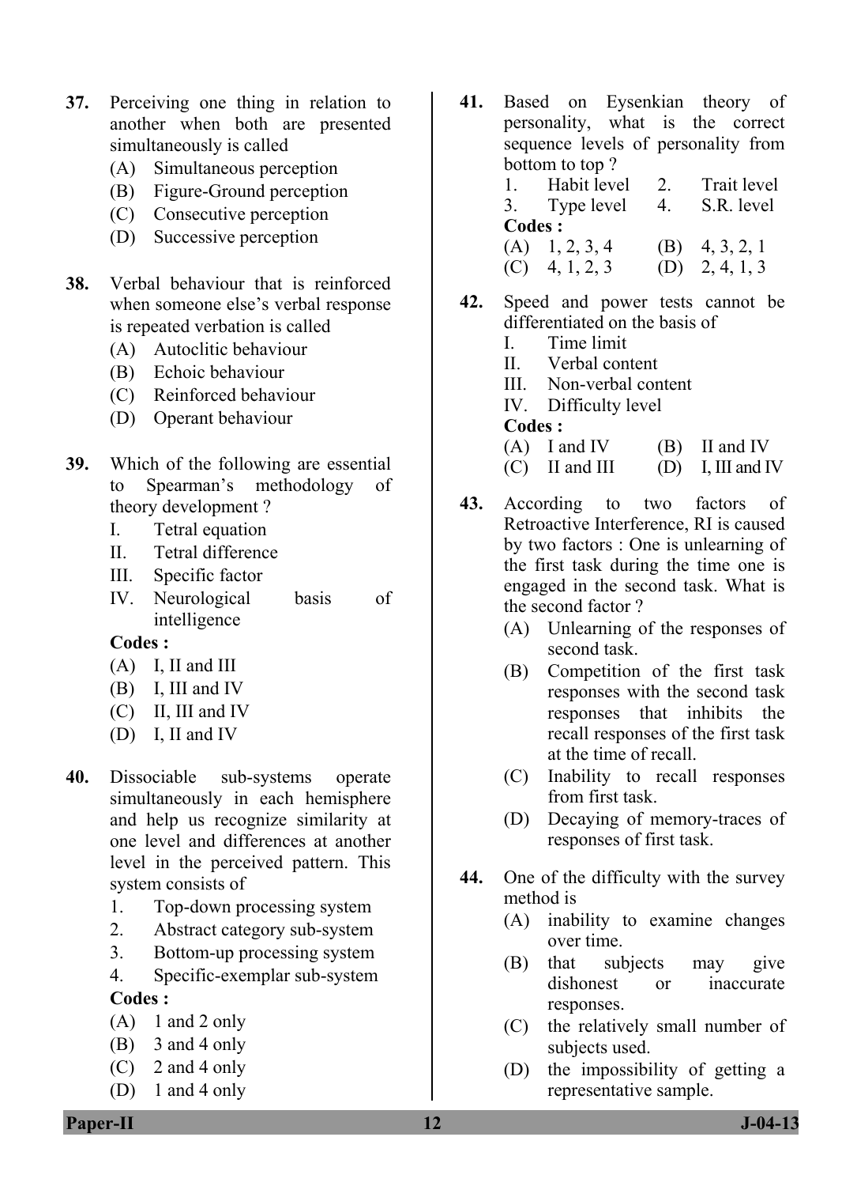37. Perceiving one thing in relation to another when both are presented simultaneously is called

(A) Simultaneous perception
(B) Figure-Ground perception
(C) Consecutive perception
(D) Successive perception

38. Verbal behaviour that is reinforced when someone else's verbal response is repeated verbation is called

(A) Autoclitic behaviour
(B) Echoic behaviour
(C) Reinforced behaviour
(D) Operant behaviour

39. Which of the following are essential to Spearman's methodology of theory development ?

I. Tetral equation
II. Tetral difference
III. Specific factor
IV. Neurological basis of intelligence

**Codes :**

(A) I, II and III
(B) I, III and IV
(C) II, III and IV
(D) I, II and IV

40. Dissociable sub-systems operate simultaneously in each hemisphere and help us recognize similarity at one level and differences at another level in the perceived pattern. This system consists of

1. Top-down processing system
2. Abstract category sub-system
3. Bottom-up processing system
4. Specific-exemplar sub-system

**Codes :**

(A) 1 and 2 only
(B) 3 and 4 only
(C) 2 and 4 only
(D) 1 and 4 only

41. Based on Eysenkian theory of personality, what is the correct sequence levels of personality from bottom to top ?

1. Habit level
2. Trait level
3. Type level
4. S.R. level

**Codes :**

(A) 1, 2, 3, 4
(B) 4, 3, 2, 1
(C) 4, 1, 2, 3
(D) 2, 4, 1, 3

42. Speed and power tests cannot be differentiated on the basis of

I. Time limit
II. Verbal content
III. Non-verbal content
IV. Difficulty level

**Codes :**

(A) I and IV
(B) II and IV
(C) II and III
(D) I, III and IV

43. According to two factors of Retroactive Interference, RI is caused by two factors : One is unlearning of the first task during the time one is engaged in the second task. What is the second factor ?

(A) Unlearning of the responses of second task.
(B) Competition of the first task responses with the second task responses that inhibits the recall responses of the first task at the time of recall.
(C) Inability to recall responses from first task.
(D) Decaying of memory-traces of responses of first task.

44. One of the difficulty with the survey method is

(A) inability to examine changes over time.
(B) that subjects may give dishonest or inaccurate responses.
(C) the relatively small number of subjects used.
(D) the impossibility of getting a representative sample.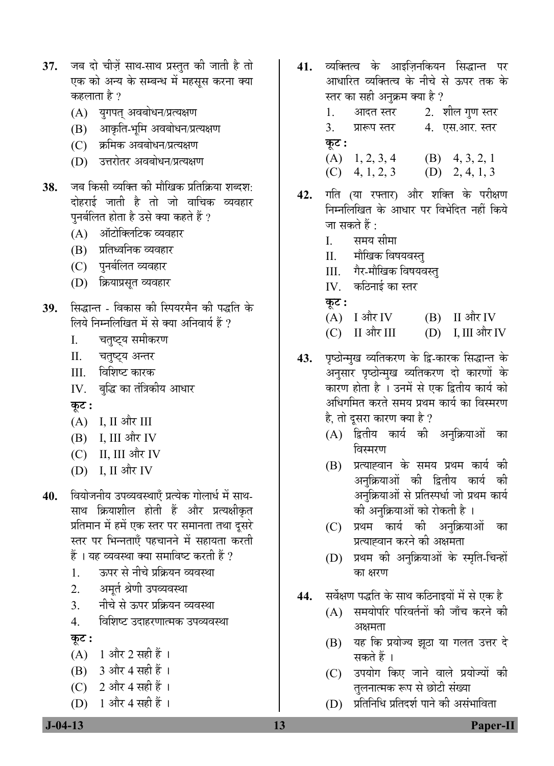37. जब दो चीज़ें साथ-साथ प्रस्तुत की जाती है तो एक को अन्य के सम्बन्ध में महसूस करना क्या कहलाता है ?

(A) युगपत् अवबोधन/प्रत्यक्षण
(B) आकृति-भूमि अवबोधन/प्रत्यक्षण
(C) क्रमिक अवबोधन/प्रत्यक्षण
(D) उत्तरोतर अवबोधन/प्रत्यक्षण

38. जब किसी व्यक्ति की मौखिक प्रतिक्रिया शब्दशः दोहराई जाती है तो जो वाचिक व्यवहार पुनर्बलित होता है उसे क्या कहते हैं ?

(A) ऑटोक्लिटिक व्यवहार
(B) प्रतिध्वनिक व्यवहार
(C) पुनर्बलित व्यवहार
(D) क्रियाप्रसूत व्यवहार

39. सिद्धान्त - विकास की स्पियरमैन की पद्धति के लिये निम्नलिखित में से क्या अनिवार्य हैं ?

I. चतुष्ट्य समीकरण
II. चतुष्ट्य अन्तर
III. विशिष्ट कारक
IV. बुद्धि का तंत्रिकीय आधार

**कूट :**

(A) I, II और III
(B) I, III और IV
(C) II, III और IV
(D) I, II और IV

40. वियोजनीय उपव्यवस्थाएँ प्रत्येक गोलार्ध में साथ-साथ क्रियाशील होती हैं और प्रत्यक्षीकृत प्रतिमान में हमें एक स्तर पर समानता तथा दूसरे स्तर पर भिन्नताएँ पहचानने में सहायता करती हैं । यह व्यवस्था क्या समाविष्ट करती हैं ?

1. ऊपर से नीचे प्रक्रियन व्यवस्था
2. अमूर्त श्रेणी उपव्यवस्था
3. नीचे से ऊपर प्रक्रियन व्यवस्था
4. विशिष्ट उदाहरणात्मक उपव्यवस्था

**कूट :**

(A) 1 और 2 सही हैं ।
(B) 3 और 4 सही हैं ।
(C) 2 और 4 सही हैं ।
(D) 1 और 4 सही हैं ।

41. व्यक्तित्व के आइज़िनकियन सिद्धान्त पर आधारित व्यक्तित्व के नीचे से ऊपर तक के स्तर का सही अनुक्रम क्या है ?

1. आदत स्तर
2. शील गुण स्तर
3. प्रारूप स्तर
4. एस.आर. स्तर

**कूट :**

(A) 1, 2, 3, 4
(B) 4, 3, 2, 1
(C) 4, 1, 2, 3
(D) 2, 4, 1, 3

42. गति (या रफ्तार) और शक्ति के परीक्षण निम्नलिखित के आधार पर विभेदित नहीं किये जा सकते हैं :

I. समय सीमा
II. मौखिक विषयवस्तु
III. गैर-मौखिक विषयवस्तु
IV. कठिनाई का स्तर

**कूट :**

(A) I और IV
(B) II और IV
(C) II और III
(D) I, III और IV

43. पृष्ठोन्मुख व्यतिकरण के द्वि-कारक सिद्धान्त के अनुसार पृष्ठोन्मुख व्यतिकरण दो कारणों के कारण होता है । उनमें से एक द्वितीय कार्य को अधिगमित करते समय प्रथम कार्य का विस्मरण है, तो दूसरा कारण क्या है ?

(A) द्वितीय कार्य की अनुक्रियाओं का विस्मरण
(B) प्रत्याह्वान के समय प्रथम कार्य की अनुक्रियाओं की द्वितीय कार्य की अनुक्रियाओं से प्रतिस्पर्धा जो प्रथम कार्य की अनुक्रियाओं को रोकती है ।
(C) प्रथम कार्य की अनुक्रियाओं का प्रत्याह्वान करने की अक्षमता
(D) प्रथम की अनुक्रियाओं के स्मृति-चिन्हों का क्षरण

44. सर्वेक्षण पद्धति के साथ कठिनाइयों में से एक है

(A) समयोपरि परिवर्तनों की जाँच करने की अक्षमता
(B) यह कि प्रयोज्य झूठा या गलत उत्तर दे सकते हैं ।
(C) उपयोग किए जाने वाले प्रयोज्यों की तुलनात्मक रूप से छोटी संख्या
(D) प्रतिनिधि प्रतिदर्श पाने की असंभाविता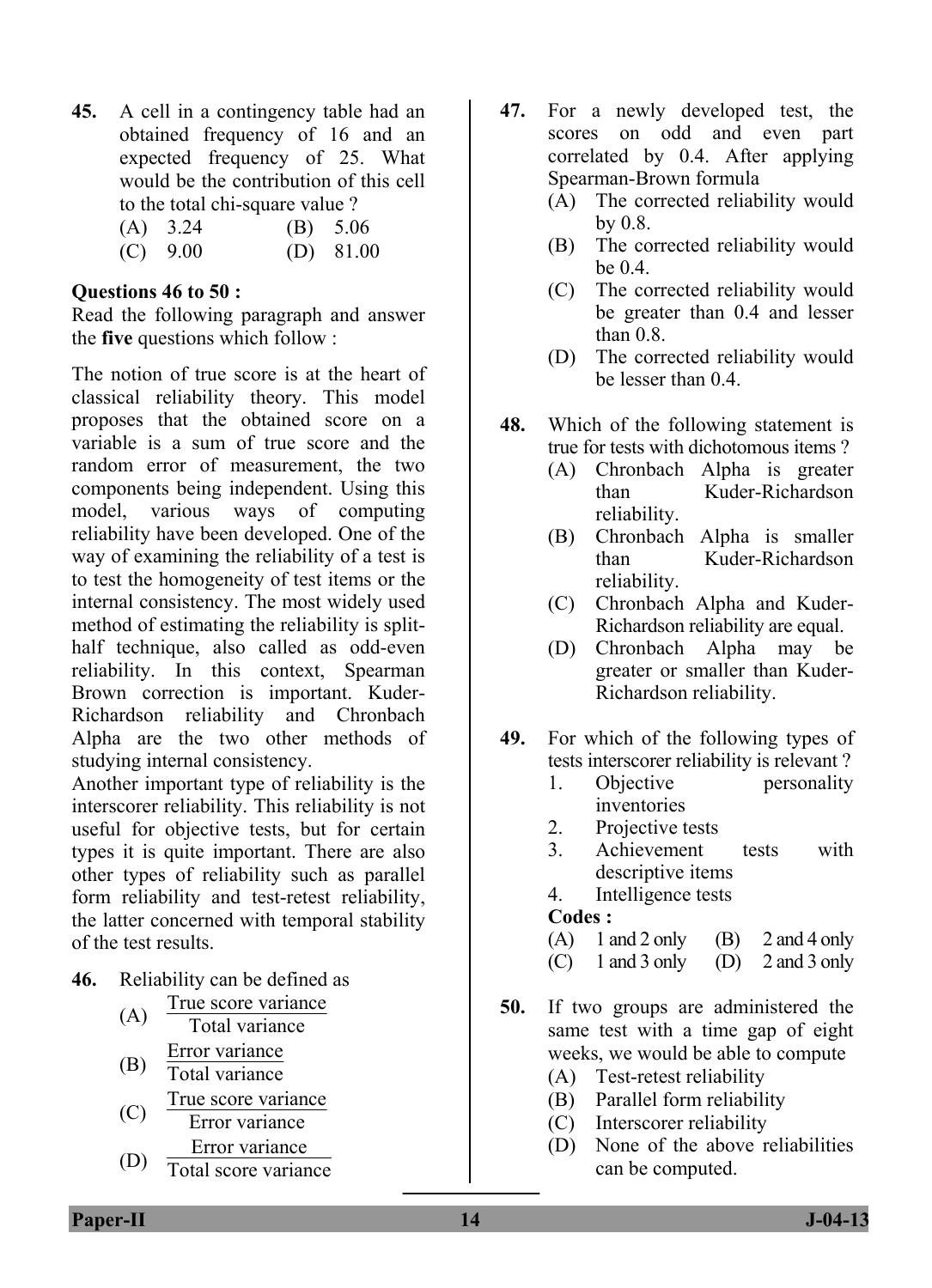**45.** A cell in a contingency table had an obtained frequency of 16 and an expected frequency of 25. What would be the contribution of this cell to the total chi-square value ?

(A) 3.24 (B) 5.06

(C) 9.00 (D) 81.00

**Questions 46 to 50 :**

Read the following paragraph and answer the **five** questions which follow :

The notion of true score is at the heart of classical reliability theory. This model proposes that the obtained score on a variable is a sum of true score and the random error of measurement, the two components being independent. Using this model, various ways of computing reliability have been developed. One of the way of examining the reliability of a test is to test the homogeneity of test items or the internal consistency. The most widely used method of estimating the reliability is split-half technique, also called as odd-even reliability. In this context, Spearman Brown correction is important. Kuder-Richardson reliability and Chronbach Alpha are the two other methods of studying internal consistency.

Another important type of reliability is the interscorer reliability. This reliability is not useful for objective tests, but for certain types it is quite important. There are also other types of reliability such as parallel form reliability and test-retest reliability, the latter concerned with temporal stability of the test results.

**46.** Reliability can be defined as

(A) $\frac{\text{True score variance}}{\text{Total variance}}$

(B) $\frac{\text{Error variance}}{\text{Total variance}}$

(C) $\frac{\text{True score variance}}{\text{Error variance}}$

(D) $\frac{\text{Error variance}}{\text{Total score variance}}$

**47.** For a newly developed test, the scores on odd and even part correlated by 0.4. After applying Spearman-Brown formula

(A) The corrected reliability would by 0.8.

(B) The corrected reliability would be 0.4.

(C) The corrected reliability would be greater than 0.4 and lesser than 0.8.

(D) The corrected reliability would be lesser than 0.4.

**48.** Which of the following statement is true for tests with dichotomous items ?

(A) Chronbach Alpha is greater than Kuder-Richardson reliability.

(B) Chronbach Alpha is smaller than Kuder-Richardson reliability.

(C) Chronbach Alpha and Kuder-Richardson reliability are equal.

(D) Chronbach Alpha may be greater or smaller than Kuder-Richardson reliability.

**49.** For which of the following types of tests interscorer reliability is relevant ?

1. Objective personality inventories
2. Projective tests
3. Achievement tests with descriptive items
4. Intelligence tests

**Codes :**

(A) 1 and 2 only (B) 2 and 4 only

(C) 1 and 3 only (D) 2 and 3 only

**50.** If two groups are administered the same test with a time gap of eight weeks, we would be able to compute

(A) Test-retest reliability

(B) Parallel form reliability

(C) Interscorer reliability

(D) None of the above reliabilities can be computed.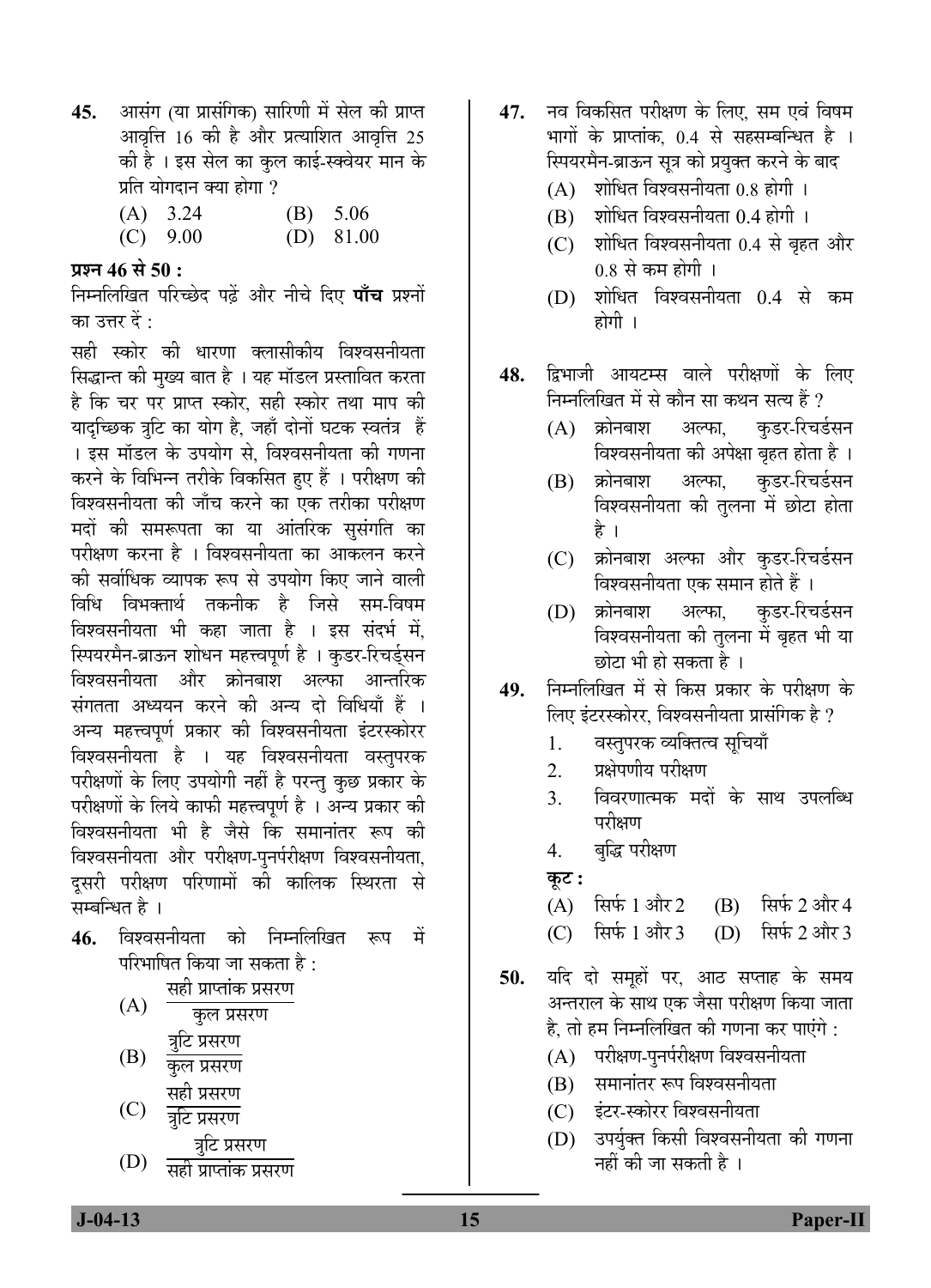**45.** आसंग (या प्रासंगिक) सारिणी में सेल की प्राप्त आवृत्ति 16 की है और प्रत्याशित आवृत्ति 25 की है । इस सेल का कुल काई-स्क्वेयर मान के प्रति योगदान क्या होगा ?

(A) 3.24 (B) 5.06

(C) 9.00 (D) 81.00

**प्रश्न 46 से 50 :**

निम्नलिखित परिच्छेद पढ़ें और नीचे दिए **पाँच** प्रश्नों का उत्तर दें :

सही स्कोर की धारणा क्लासीकीय विश्वसनीयता सिद्धान्त की मुख्य बात है । यह मॉडल प्रस्तावित करता है कि चर पर प्राप्त स्कोर, सही स्कोर तथा माप की यादृच्छिक त्रुटि का योग है, जहाँ दोनों घटक स्वतंत्र हैं । इस मॉडल के उपयोग से, विश्वसनीयता की गणना करने के विभिन्न तरीके विकसित हुए हैं । परीक्षण की विश्वसनीयता की जाँच करने का एक तरीका परीक्षण मदों की समरूपता का या आंतरिक सुसंगति का परीक्षण करना है । विश्वसनीयता का आकलन करने की सर्वाधिक व्यापक रूप से उपयोग किए जाने वाली विधि विभक्तार्थ तकनीक है जिसे सम-विषम विश्वसनीयता भी कहा जाता है । इस संदर्भ में, स्पियरमैन-ब्राऊन शोधन महत्त्वपूर्ण है । कुडर-रिचर्डसन विश्वसनीयता और क्रोनबाश अल्फा आन्तरिक संगतता अध्ययन करने की अन्य दो विधियाँ हैं । अन्य महत्त्वपूर्ण प्रकार की विश्वसनीयता इंटरस्कोरर विश्वसनीयता है । यह विश्वसनीयता वस्तुपरक परीक्षणों के लिए उपयोगी नहीं है परन्तु कुछ प्रकार के परीक्षणों के लिये काफी महत्त्वपूर्ण है । अन्य प्रकार की विश्वसनीयता भी है जैसे कि समानांतर रूप की विश्वसनीयता और परीक्षण-पुनर्परीक्षण विश्वसनीयता, दूसरी परीक्षण परिणामों की कालिक स्थिरता से सम्बन्धित है ।

**46.** विश्वसनीयता को निम्नलिखित रूप में परिभाषित किया जा सकता है :

(A) $\frac{\text{सही प्राप्तांक प्रसरण}}{\text{कुल प्रसरण}}$

(B) $\frac{\text{त्रुटि प्रसरण}}{\text{कुल प्रसरण}}$

(C) $\frac{\text{सही प्रसरण}}{\text{त्रुटि प्रसरण}}$

(D) $\frac{\text{त्रुटि प्रसरण}}{\text{सही प्राप्तांक प्रसरण}}$

**47.** नव विकसित परीक्षण के लिए, सम एवं विषम भागों के प्राप्तांक, 0.4 से सहसम्बन्धित है । स्पियरमैन-ब्राऊन सूत्र को प्रयुक्त करने के बाद

(A) शोधित विश्वसनीयता 0.8 होगी ।

(B) शोधित विश्वसनीयता 0.4 होगी ।

(C) शोधित विश्वसनीयता 0.4 से बृहत और 0.8 से कम होगी ।

(D) शोधित विश्वसनीयता 0.4 से कम होगी ।

**48.** द्विभाजी आयटम्स वाले परीक्षणों के लिए निम्नलिखित में से कौन सा कथन सत्य हैं ?

(A) क्रोनबाश अल्फा, कुडर-रिचर्डसन विश्वसनीयता की अपेक्षा बृहत होता है ।

(B) क्रोनबाश अल्फा, कुडर-रिचर्डसन विश्वसनीयता की तुलना में छोटा होता है ।

(C) क्रोनबाश अल्फा और कुडर-रिचर्डसन विश्वसनीयता एक समान होते हैं ।

(D) क्रोनबाश अल्फा, कुडर-रिचर्डसन विश्वसनीयता की तुलना में बृहत भी या छोटा भी हो सकता है ।

**49.** निम्नलिखित में से किस प्रकार के परीक्षण के लिए इंटरस्कोरर, विश्वसनीयता प्रासंगिक है ?

1. वस्तुपरक व्यक्तित्व सूचियाँ
2. प्रक्षेपणीय परीक्षण
3. विवरणात्मक मदों के साथ उपलब्धि परीक्षण
4. बुद्धि परीक्षण

**कूट :**

(A) सिर्फ 1 और 2 (B) सिर्फ 2 और 4

(C) सिर्फ 1 और 3 (D) सिर्फ 2 और 3

**50.** यदि दो समूहों पर, आठ सप्ताह के समय अन्तराल के साथ एक जैसा परीक्षण किया जाता है, तो हम निम्नलिखित की गणना कर पाएंगे :

(A) परीक्षण-पुनर्परीक्षण विश्वसनीयता

(B) समानांतर रूप विश्वसनीयता

(C) इंटर-स्कोरर विश्वसनीयता

(D) उपर्युक्त किसी विश्वसनीयता की गणना नहीं की जा सकती है ।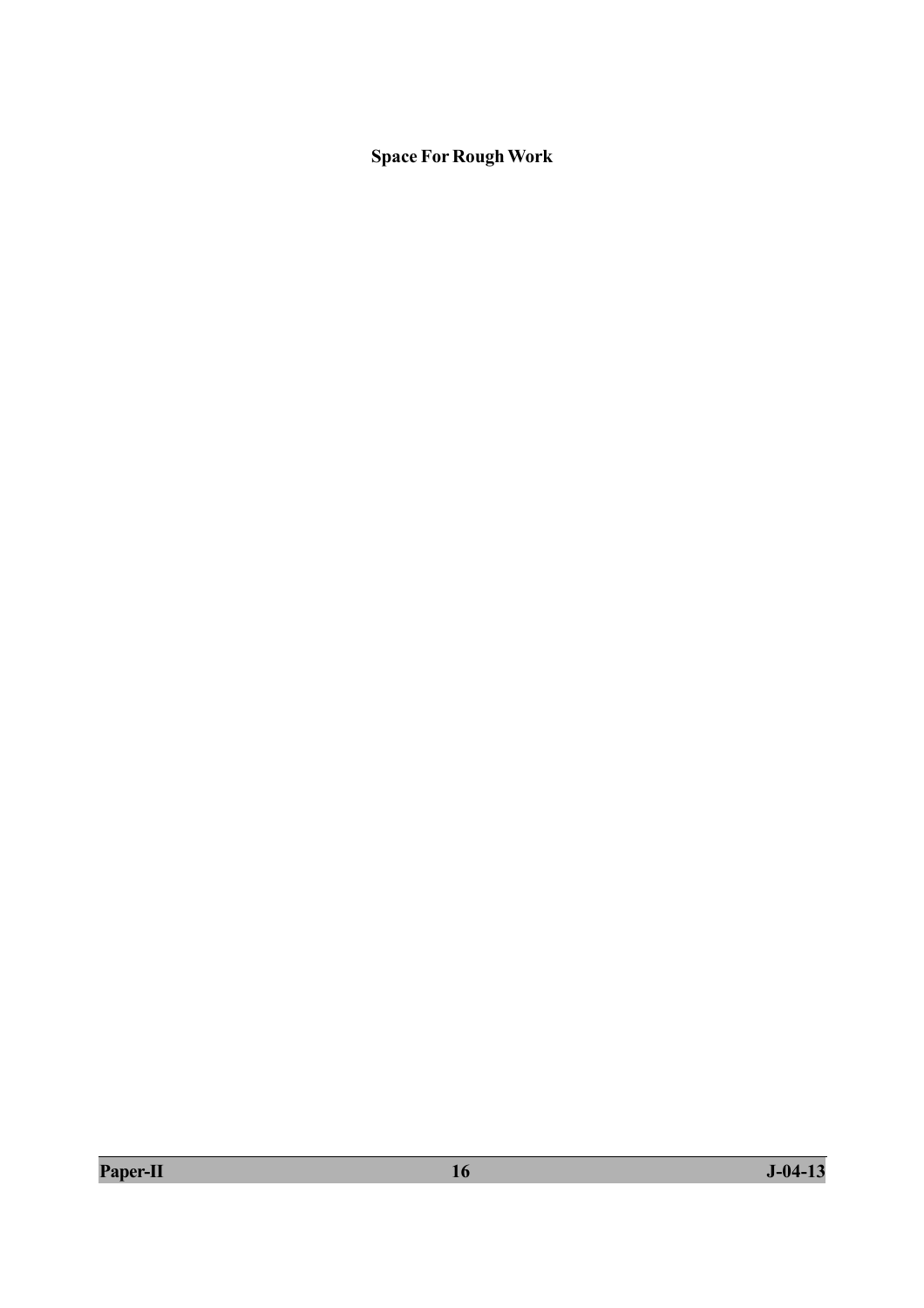**Space For Rough Work**